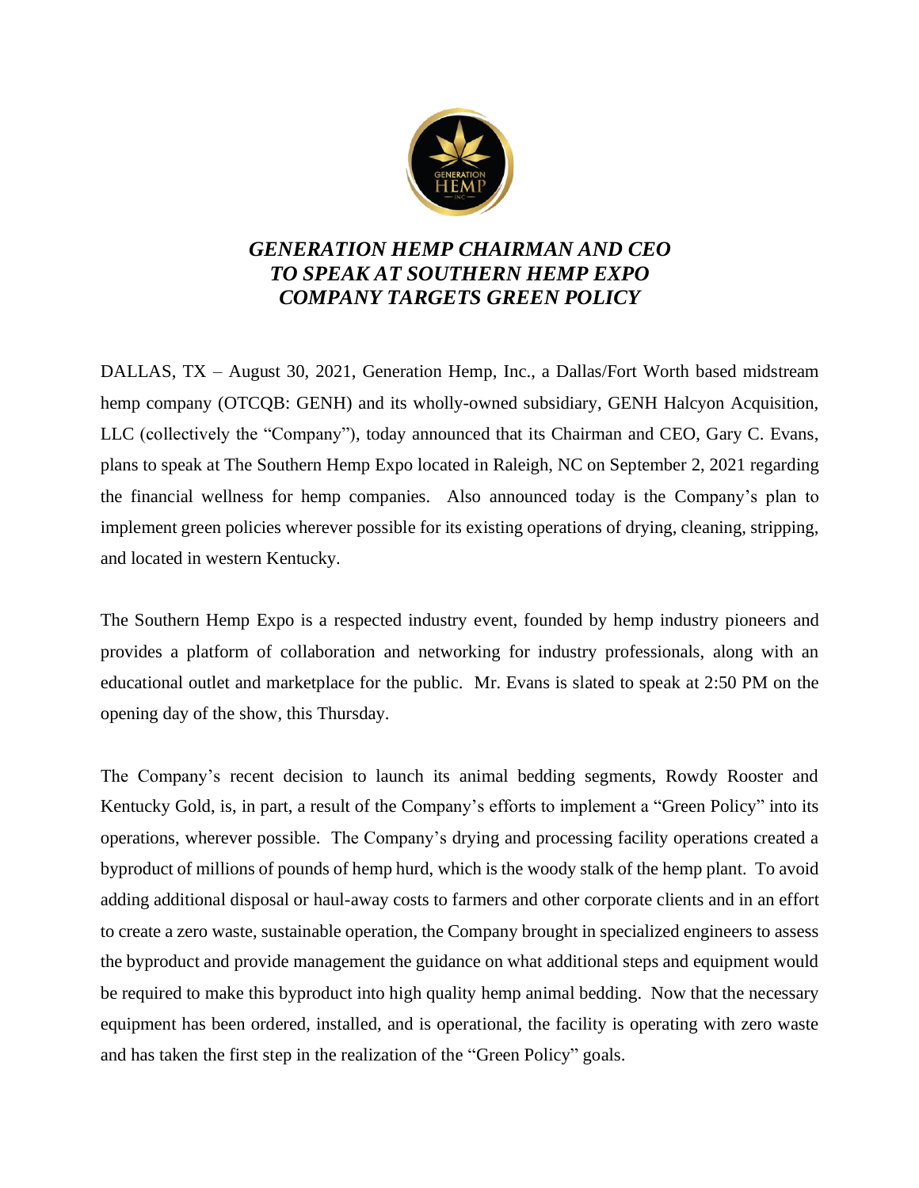# *GENERATION HEMP CHAIRMAN AND CEO TO SPEAK AT SOUTHERN HEMP EXPO COMPANY TARGETS GREEN POLICY*

DALLAS, TX – August 30, 2021, Generation Hemp, Inc., a Dallas/Fort Worth based midstream hemp company (OTCQB: GENH) and its wholly-owned subsidiary, GENH Halcyon Acquisition, LLC (collectively the "Company"), today announced that its Chairman and CEO, Gary C. Evans, plans to speak at The Southern Hemp Expo located in Raleigh, NC on September 2, 2021 regarding the financial wellness for hemp companies. Also announced today is the Company's plan to implement green policies wherever possible for its existing operations of drying, cleaning, stripping, and located in western Kentucky.

The Southern Hemp Expo is a respected industry event, founded by hemp industry pioneers and provides a platform of collaboration and networking for industry professionals, along with an educational outlet and marketplace for the public. Mr. Evans is slated to speak at 2:50 PM on the opening day of the show, this Thursday.

The Company's recent decision to launch its animal bedding segments, Rowdy Rooster and Kentucky Gold, is, in part, a result of the Company's efforts to implement a "Green Policy" into its operations, wherever possible. The Company's drying and processing facility operations created a byproduct of millions of pounds of hemp hurd, which is the woody stalk of the hemp plant. To avoid adding additional disposal or haul-away costs to farmers and other corporate clients and in an effort to create a zero waste, sustainable operation, the Company brought in specialized engineers to assess the byproduct and provide management the guidance on what additional steps and equipment would be required to make this byproduct into high quality hemp animal bedding. Now that the necessary equipment has been ordered, installed, and is operational, the facility is operating with zero waste and has taken the first step in the realization of the "Green Policy" goals.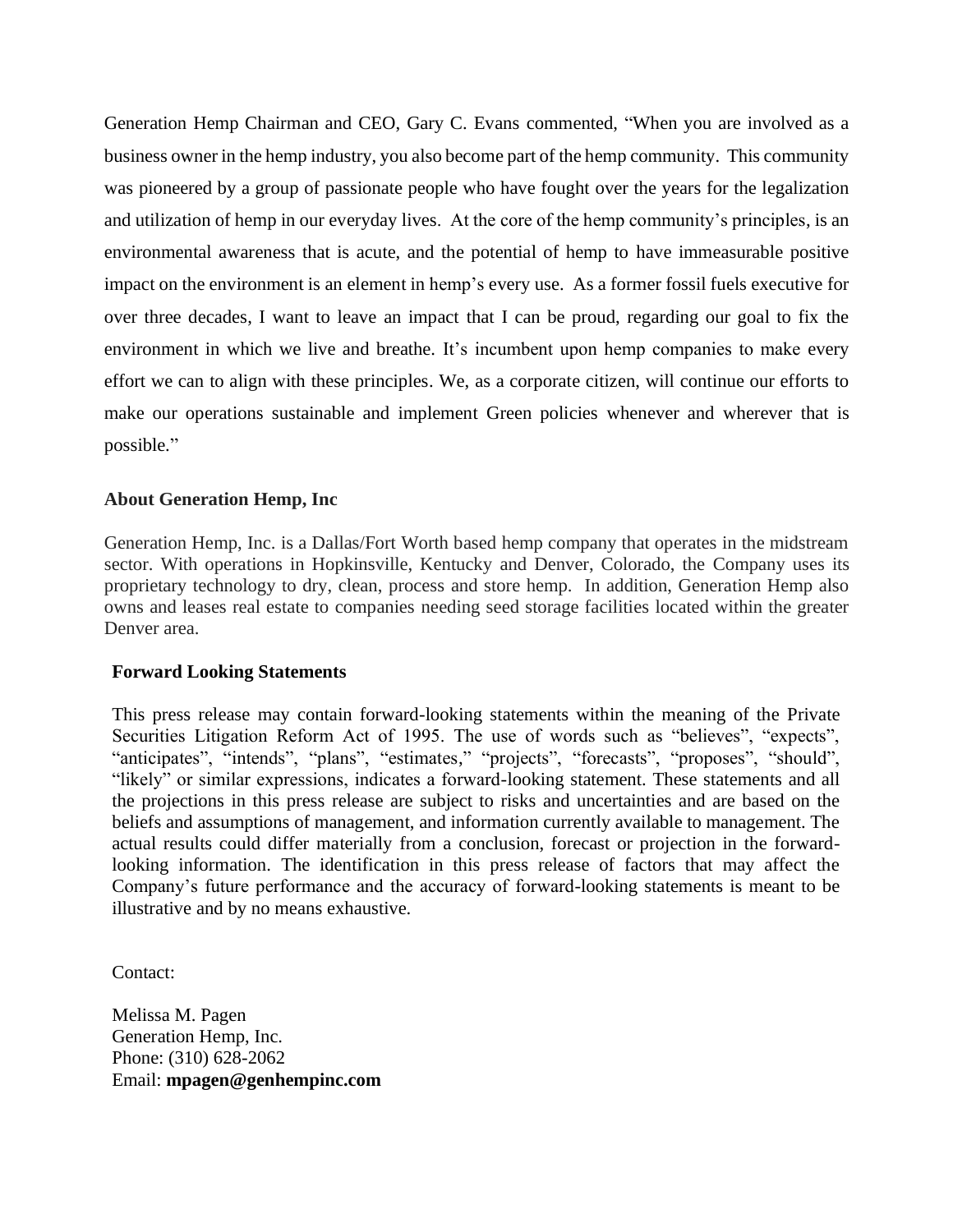Generation Hemp Chairman and CEO, Gary C. Evans commented, "When you are involved as a business owner in the hemp industry, you also become part of the hemp community. This community was pioneered by a group of passionate people who have fought over the years for the legalization and utilization of hemp in our everyday lives. At the core of the hemp community's principles, is an environmental awareness that is acute, and the potential of hemp to have immeasurable positive impact on the environment is an element in hemp's every use. As a former fossil fuels executive for over three decades, I want to leave an impact that I can be proud, regarding our goal to fix the environment in which we live and breathe. It's incumbent upon hemp companies to make every effort we can to align with these principles. We, as a corporate citizen, will continue our efforts to make our operations sustainable and implement Green policies whenever and wherever that is possible."

**About Generation Hemp, Inc**

Generation Hemp, Inc. is a Dallas/Fort Worth based hemp company that operates in the midstream sector. With operations in Hopkinsville, Kentucky and Denver, Colorado, the Company uses its proprietary technology to dry, clean, process and store hemp. In addition, Generation Hemp also owns and leases real estate to companies needing seed storage facilities located within the greater Denver area.

**Forward Looking Statements**

This press release may contain forward-looking statements within the meaning of the Private Securities Litigation Reform Act of 1995. The use of words such as "believes", "expects", "anticipates", "intends", "plans", "estimates," "projects", "forecasts", "proposes", "should", "likely" or similar expressions, indicates a forward-looking statement. These statements and all the projections in this press release are subject to risks and uncertainties and are based on the beliefs and assumptions of management, and information currently available to management. The actual results could differ materially from a conclusion, forecast or projection in the forward-looking information. The identification in this press release of factors that may affect the Company's future performance and the accuracy of forward-looking statements is meant to be illustrative and by no means exhaustive.

Contact:

Melissa M. Pagen
Generation Hemp, Inc.
Phone: (310) 628-2062
Email: **mpagen@genhempinc.com**